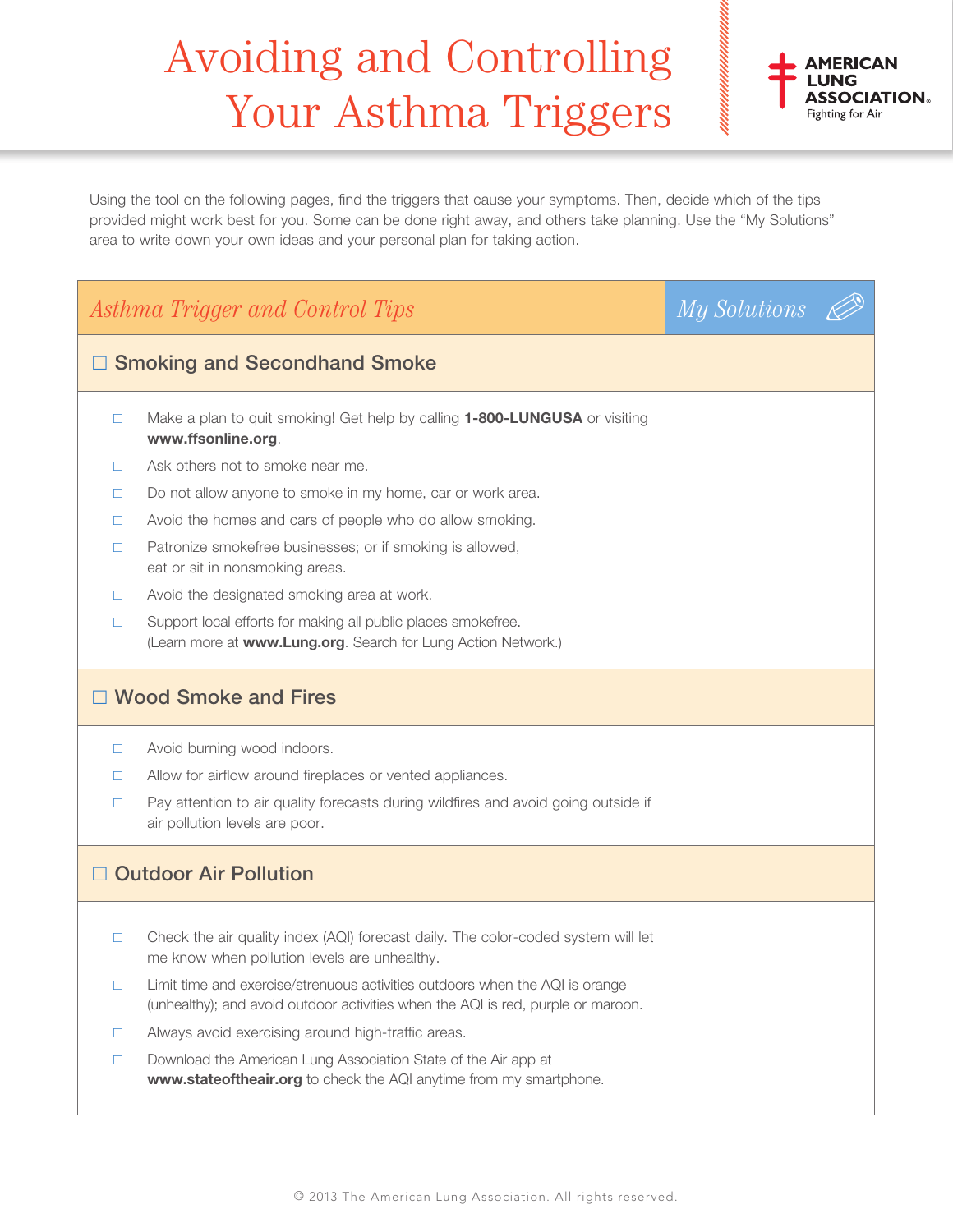# Avoiding and Controlling Your Asthma Triggers

**AMERICAN LUNG ASSOCIATION.** Fighting for Air

Using the tool on the following pages, find the triggers that cause your symptoms. Then, decide which of the tips provided might work best for you. Some can be done right away, and others take planning. Use the "My Solutions" area to write down your own ideas and your personal plan for taking action.

| *Asthma Trigger and Control Tips* | *My Solutions* |
|---|---|
| ☐ **Smoking and Secondhand Smoke** | |
| ☐ Make a plan to quit smoking! Get help by calling **1-800-LUNGUSA** or visiting **www.ffsonline.org**.<br>☐ Ask others not to smoke near me.<br>☐ Do not allow anyone to smoke in my home, car or work area.<br>☐ Avoid the homes and cars of people who do allow smoking.<br>☐ Patronize smokefree businesses; or if smoking is allowed, eat or sit in nonsmoking areas.<br>☐ Avoid the designated smoking area at work.<br>☐ Support local efforts for making all public places smokefree. (Learn more at **www.Lung.org**. Search for Lung Action Network.) | |
| ☐ **Wood Smoke and Fires** | |
| ☐ Avoid burning wood indoors.<br>☐ Allow for airflow around fireplaces or vented appliances.<br>☐ Pay attention to air quality forecasts during wildfires and avoid going outside if air pollution levels are poor. | |
| ☐ **Outdoor Air Pollution** | |
| ☐ Check the air quality index (AQI) forecast daily. The color-coded system will let me know when pollution levels are unhealthy.<br>☐ Limit time and exercise/strenuous activities outdoors when the AQI is orange (unhealthy); and avoid outdoor activities when the AQI is red, purple or maroon.<br>☐ Always avoid exercising around high-traffic areas.<br>☐ Download the American Lung Association State of the Air app at **www.stateoftheair.org** to check the AQI anytime from my smartphone. | |

© 2013 The American Lung Association. All rights reserved.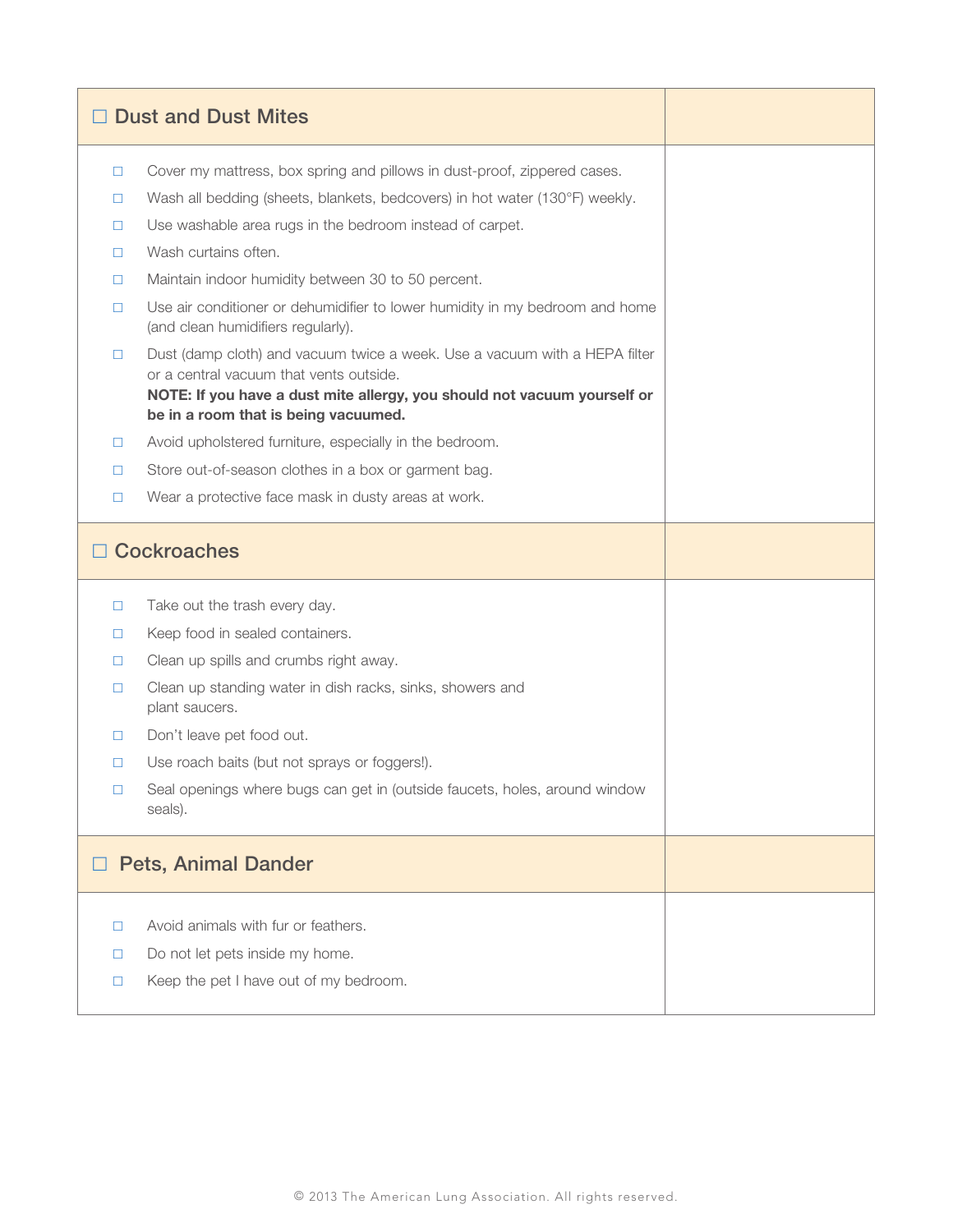## ☐ Dust and Dust Mites

- ☐ Cover my mattress, box spring and pillows in dust-proof, zippered cases.
- ☐ Wash all bedding (sheets, blankets, bedcovers) in hot water (130°F) weekly.
- ☐ Use washable area rugs in the bedroom instead of carpet.
- ☐ Wash curtains often.
- ☐ Maintain indoor humidity between 30 to 50 percent.
- ☐ Use air conditioner or dehumidifier to lower humidity in my bedroom and home (and clean humidifiers regularly).
- ☐ Dust (damp cloth) and vacuum twice a week. Use a vacuum with a HEPA filter or a central vacuum that vents outside.
  **NOTE: If you have a dust mite allergy, you should not vacuum yourself or be in a room that is being vacuumed.**
- ☐ Avoid upholstered furniture, especially in the bedroom.
- ☐ Store out-of-season clothes in a box or garment bag.
- ☐ Wear a protective face mask in dusty areas at work.

## ☐ Cockroaches

- ☐ Take out the trash every day.
- ☐ Keep food in sealed containers.
- ☐ Clean up spills and crumbs right away.
- ☐ Clean up standing water in dish racks, sinks, showers and plant saucers.
- ☐ Don't leave pet food out.
- ☐ Use roach baits (but not sprays or foggers!).
- ☐ Seal openings where bugs can get in (outside faucets, holes, around window seals).

## ☐ Pets, Animal Dander

- ☐ Avoid animals with fur or feathers.
- ☐ Do not let pets inside my home.
- ☐ Keep the pet I have out of my bedroom.

© 2013 The American Lung Association. All rights reserved.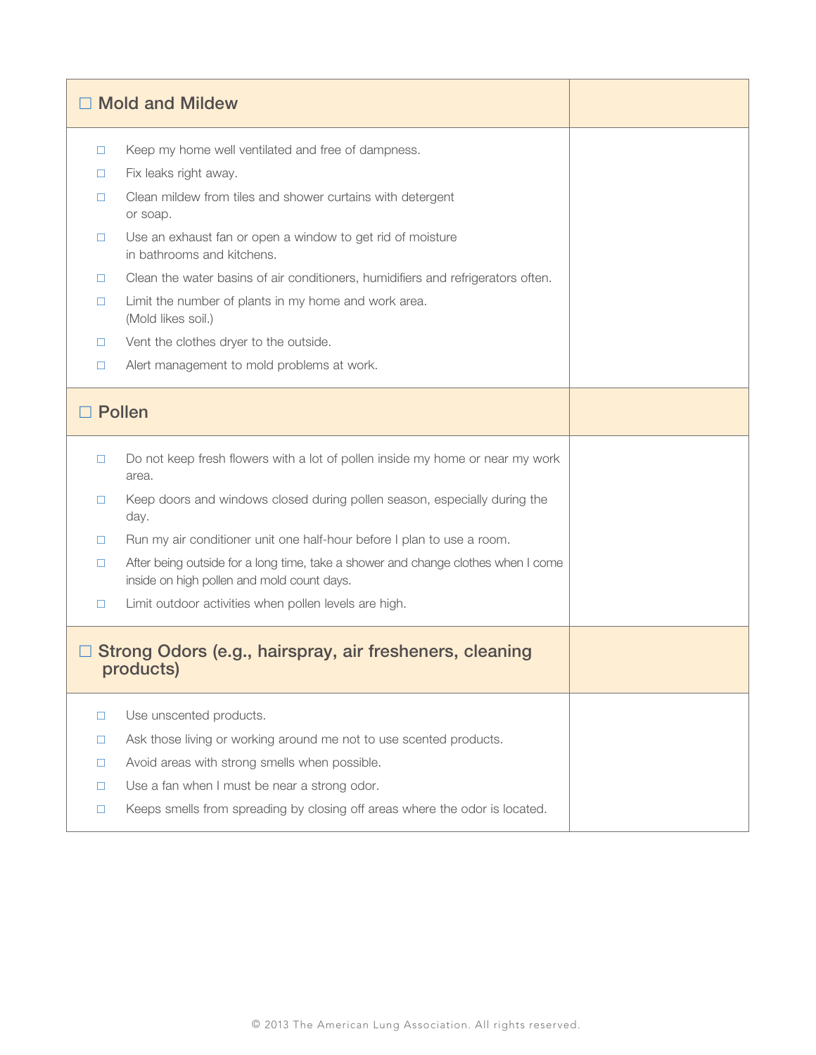| ☐ Mold and Mildew | |
|---|---|
| ☐ Keep my home well ventilated and free of dampness.<br>☐ Fix leaks right away.<br>☐ Clean mildew from tiles and shower curtains with detergent or soap.<br>☐ Use an exhaust fan or open a window to get rid of moisture in bathrooms and kitchens.<br>☐ Clean the water basins of air conditioners, humidifiers and refrigerators often.<br>☐ Limit the number of plants in my home and work area. (Mold likes soil.)<br>☐ Vent the clothes dryer to the outside.<br>☐ Alert management to mold problems at work. | |
| **☐ Pollen** | |
| ☐ Do not keep fresh flowers with a lot of pollen inside my home or near my work area.<br>☐ Keep doors and windows closed during pollen season, especially during the day.<br>☐ Run my air conditioner unit one half-hour before I plan to use a room.<br>☐ After being outside for a long time, take a shower and change clothes when I come inside on high pollen and mold count days.<br>☐ Limit outdoor activities when pollen levels are high. | |
| **☐ Strong Odors (e.g., hairspray, air fresheners, cleaning products)** | |
| ☐ Use unscented products.<br>☐ Ask those living or working around me not to use scented products.<br>☐ Avoid areas with strong smells when possible.<br>☐ Use a fan when I must be near a strong odor.<br>☐ Keeps smells from spreading by closing off areas where the odor is located. | |

© 2013 The American Lung Association. All rights reserved.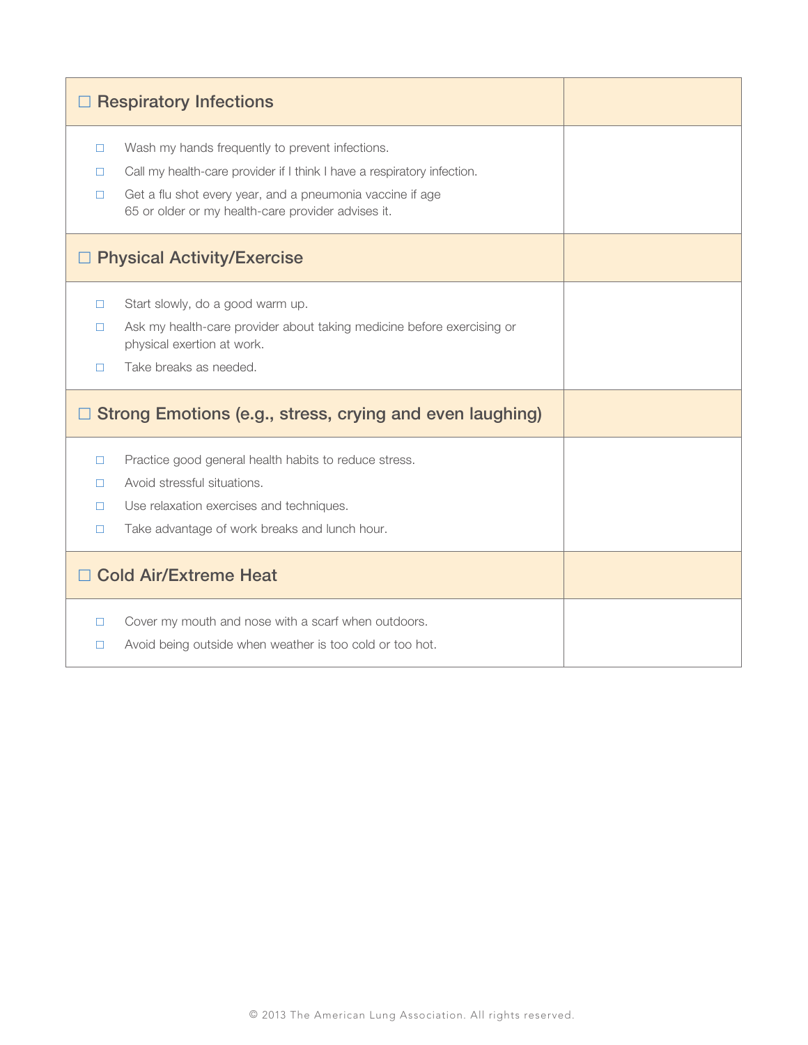| | |
|---|---|
| ☐ **Respiratory Infections** | |
| ☐ Wash my hands frequently to prevent infections.<br>☐ Call my health-care provider if I think I have a respiratory infection.<br>☐ Get a flu shot every year, and a pneumonia vaccine if age 65 or older or my health-care provider advises it. | |
| ☐ **Physical Activity/Exercise** | |
| ☐ Start slowly, do a good warm up.<br>☐ Ask my health-care provider about taking medicine before exercising or physical exertion at work.<br>☐ Take breaks as needed. | |
| ☐ **Strong Emotions (e.g., stress, crying and even laughing)** | |
| ☐ Practice good general health habits to reduce stress.<br>☐ Avoid stressful situations.<br>☐ Use relaxation exercises and techniques.<br>☐ Take advantage of work breaks and lunch hour. | |
| ☐ **Cold Air/Extreme Heat** | |
| ☐ Cover my mouth and nose with a scarf when outdoors.<br>☐ Avoid being outside when weather is too cold or too hot. | |

© 2013 The American Lung Association. All rights reserved.